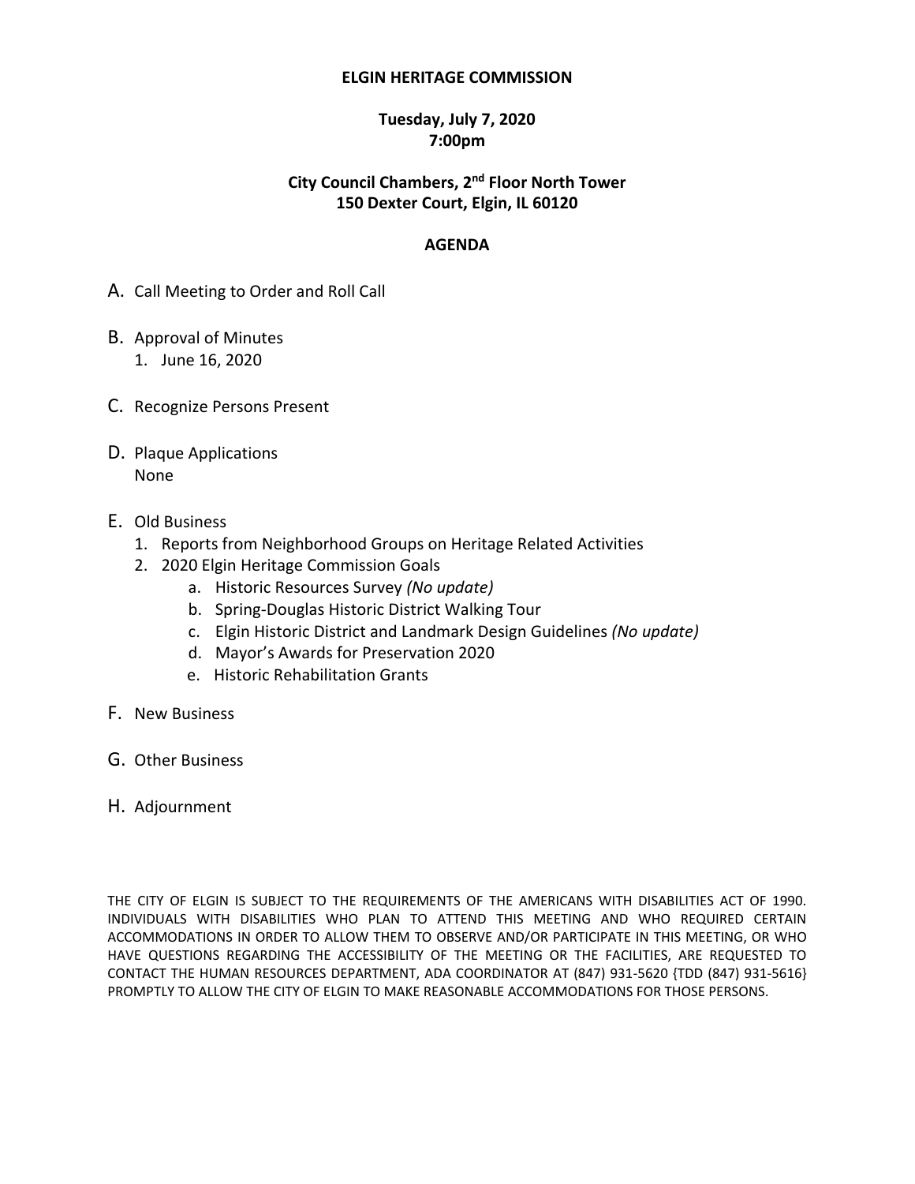# ELGIN HERITAGE COMMISSION

**Tuesday, July 7, 2020**
**7:00pm**

**City Council Chambers, 2nd Floor North Tower**
**150 Dexter Court, Elgin, IL 60120**

## AGENDA

A. Call Meeting to Order and Roll Call

B. Approval of Minutes
   1. June 16, 2020

C. Recognize Persons Present

D. Plaque Applications
   None

E. Old Business
   1. Reports from Neighborhood Groups on Heritage Related Activities
   2. 2020 Elgin Heritage Commission Goals
      a. Historic Resources Survey *(No update)*
      b. Spring-Douglas Historic District Walking Tour
      c. Elgin Historic District and Landmark Design Guidelines *(No update)*
      d. Mayor's Awards for Preservation 2020
      e. Historic Rehabilitation Grants

F. New Business

G. Other Business

H. Adjournment

THE CITY OF ELGIN IS SUBJECT TO THE REQUIREMENTS OF THE AMERICANS WITH DISABILITIES ACT OF 1990. INDIVIDUALS WITH DISABILITIES WHO PLAN TO ATTEND THIS MEETING AND WHO REQUIRED CERTAIN ACCOMMODATIONS IN ORDER TO ALLOW THEM TO OBSERVE AND/OR PARTICIPATE IN THIS MEETING, OR WHO HAVE QUESTIONS REGARDING THE ACCESSIBILITY OF THE MEETING OR THE FACILITIES, ARE REQUESTED TO CONTACT THE HUMAN RESOURCES DEPARTMENT, ADA COORDINATOR AT (847) 931-5620 {TDD (847) 931-5616} PROMPTLY TO ALLOW THE CITY OF ELGIN TO MAKE REASONABLE ACCOMMODATIONS FOR THOSE PERSONS.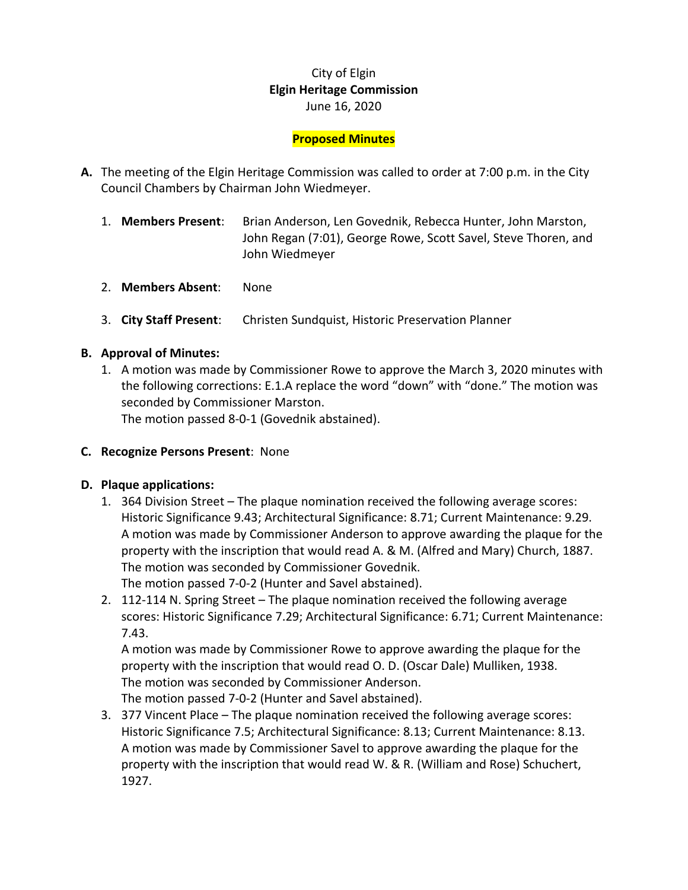City of Elgin
**Elgin Heritage Commission**
June 16, 2020

**Proposed Minutes**

**A.** The meeting of the Elgin Heritage Commission was called to order at 7:00 p.m. in the City Council Chambers by Chairman John Wiedmeyer.

1. **Members Present**: Brian Anderson, Len Govednik, Rebecca Hunter, John Marston, John Regan (7:01), George Rowe, Scott Savel, Steve Thoren, and John Wiedmeyer
2. **Members Absent**: None
3. **City Staff Present**: Christen Sundquist, Historic Preservation Planner

**B. Approval of Minutes:**

1. A motion was made by Commissioner Rowe to approve the March 3, 2020 minutes with the following corrections: E.1.A replace the word "down" with "done." The motion was seconded by Commissioner Marston.
   The motion passed 8-0-1 (Govednik abstained).

**C. Recognize Persons Present**: None

**D. Plaque applications:**

1. 364 Division Street – The plaque nomination received the following average scores: Historic Significance 9.43; Architectural Significance: 8.71; Current Maintenance: 9.29.
   A motion was made by Commissioner Anderson to approve awarding the plaque for the property with the inscription that would read A. & M. (Alfred and Mary) Church, 1887.
   The motion was seconded by Commissioner Govednik.
   The motion passed 7-0-2 (Hunter and Savel abstained).
2. 112-114 N. Spring Street – The plaque nomination received the following average scores: Historic Significance 7.29; Architectural Significance: 6.71; Current Maintenance: 7.43.
   A motion was made by Commissioner Rowe to approve awarding the plaque for the property with the inscription that would read O. D. (Oscar Dale) Mulliken, 1938.
   The motion was seconded by Commissioner Anderson.
   The motion passed 7-0-2 (Hunter and Savel abstained).
3. 377 Vincent Place – The plaque nomination received the following average scores: Historic Significance 7.5; Architectural Significance: 8.13; Current Maintenance: 8.13.
   A motion was made by Commissioner Savel to approve awarding the plaque for the property with the inscription that would read W. & R. (William and Rose) Schuchert, 1927.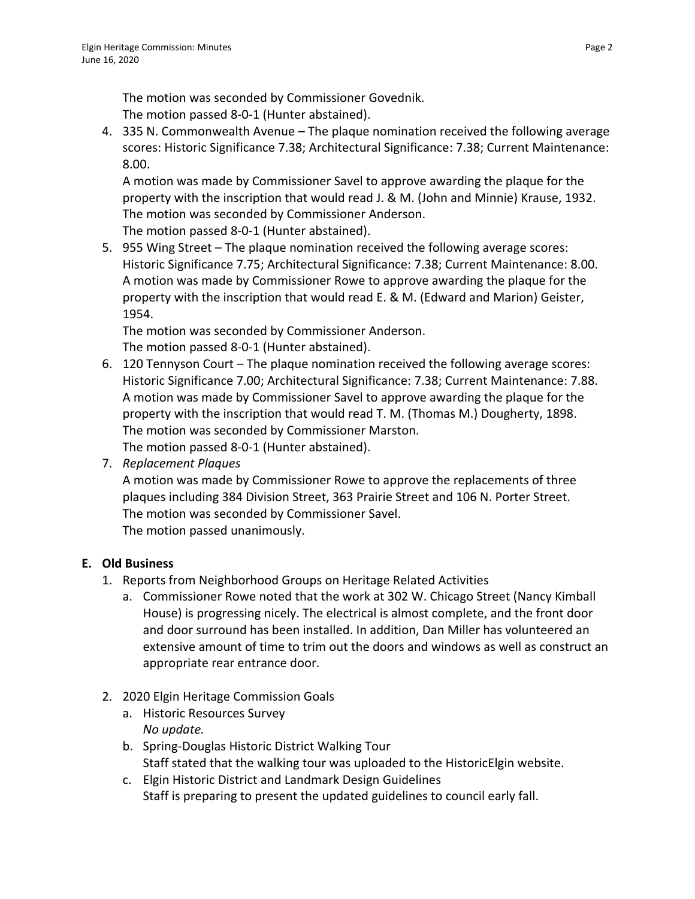The motion was seconded by Commissioner Govednik.
The motion passed 8-0-1 (Hunter abstained).

4. 335 N. Commonwealth Avenue – The plaque nomination received the following average scores: Historic Significance 7.38; Architectural Significance: 7.38; Current Maintenance: 8.00.
   A motion was made by Commissioner Savel to approve awarding the plaque for the property with the inscription that would read J. & M. (John and Minnie) Krause, 1932.
   The motion was seconded by Commissioner Anderson.
   The motion passed 8-0-1 (Hunter abstained).
5. 955 Wing Street – The plaque nomination received the following average scores: Historic Significance 7.75; Architectural Significance: 7.38; Current Maintenance: 8.00.
   A motion was made by Commissioner Rowe to approve awarding the plaque for the property with the inscription that would read E. & M. (Edward and Marion) Geister, 1954.
   The motion was seconded by Commissioner Anderson.
   The motion passed 8-0-1 (Hunter abstained).
6. 120 Tennyson Court – The plaque nomination received the following average scores: Historic Significance 7.00; Architectural Significance: 7.38; Current Maintenance: 7.88.
   A motion was made by Commissioner Savel to approve awarding the plaque for the property with the inscription that would read T. M. (Thomas M.) Dougherty, 1898.
   The motion was seconded by Commissioner Marston.
   The motion passed 8-0-1 (Hunter abstained).
7. *Replacement Plaques*
   A motion was made by Commissioner Rowe to approve the replacements of three plaques including 384 Division Street, 363 Prairie Street and 106 N. Porter Street.
   The motion was seconded by Commissioner Savel.
   The motion passed unanimously.

**E. Old Business**

1. Reports from Neighborhood Groups on Heritage Related Activities
   a. Commissioner Rowe noted that the work at 302 W. Chicago Street (Nancy Kimball House) is progressing nicely. The electrical is almost complete, and the front door and door surround has been installed. In addition, Dan Miller has volunteered an extensive amount of time to trim out the doors and windows as well as construct an appropriate rear entrance door.

2. 2020 Elgin Heritage Commission Goals
   a. Historic Resources Survey
      *No update.*
   b. Spring-Douglas Historic District Walking Tour
      Staff stated that the walking tour was uploaded to the HistoricElgin website.
   c. Elgin Historic District and Landmark Design Guidelines
      Staff is preparing to present the updated guidelines to council early fall.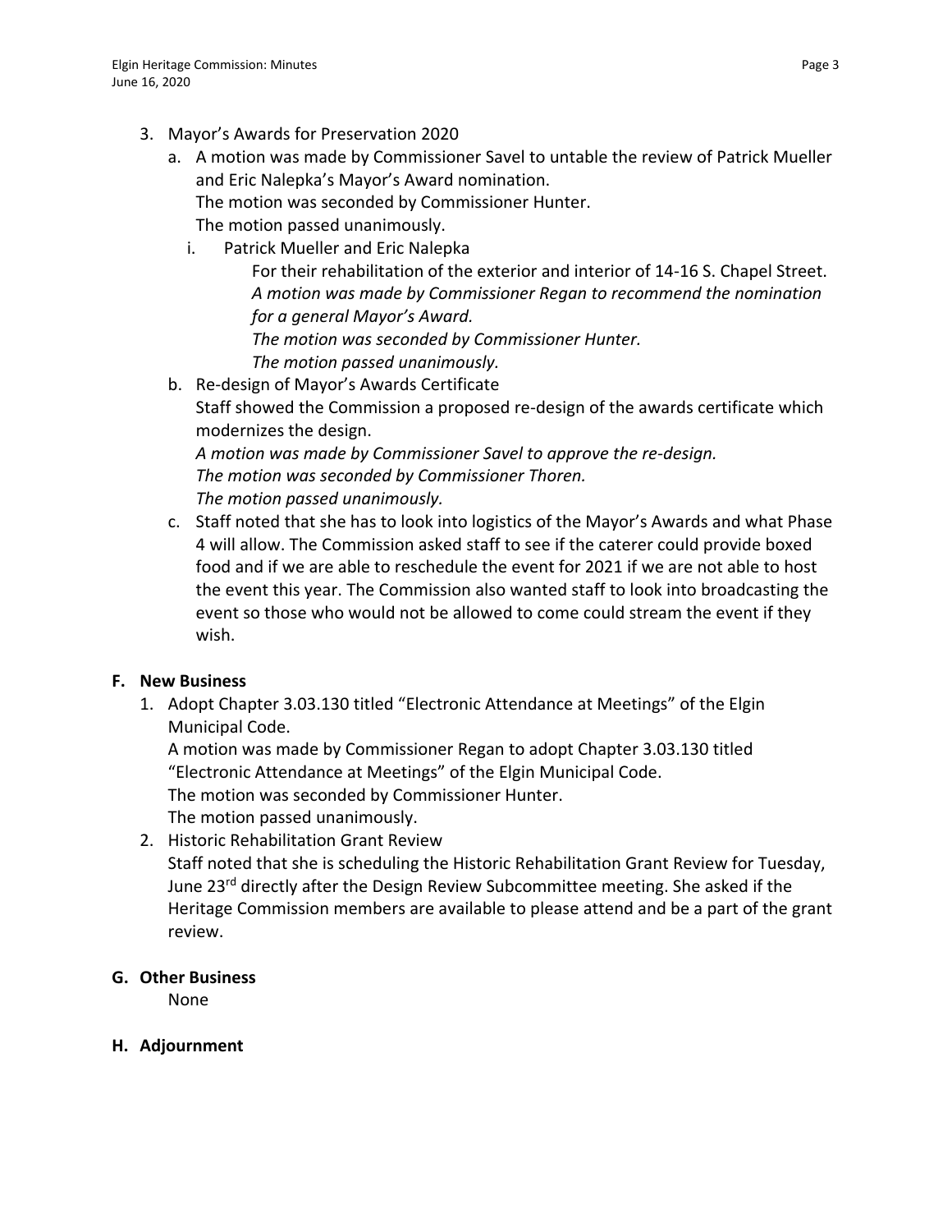3. Mayor's Awards for Preservation 2020
   a. A motion was made by Commissioner Savel to untable the review of Patrick Mueller and Eric Nalepka's Mayor's Award nomination.
   The motion was seconded by Commissioner Hunter.
   The motion passed unanimously.
      i. Patrick Mueller and Eric Nalepka
      For their rehabilitation of the exterior and interior of 14-16 S. Chapel Street.
      *A motion was made by Commissioner Regan to recommend the nomination for a general Mayor's Award.*
      *The motion was seconded by Commissioner Hunter.*
      *The motion passed unanimously.*
   b. Re-design of Mayor's Awards Certificate
   Staff showed the Commission a proposed re-design of the awards certificate which modernizes the design.
   *A motion was made by Commissioner Savel to approve the re-design.*
   *The motion was seconded by Commissioner Thoren.*
   *The motion passed unanimously.*
   c. Staff noted that she has to look into logistics of the Mayor's Awards and what Phase 4 will allow. The Commission asked staff to see if the caterer could provide boxed food and if we are able to reschedule the event for 2021 if we are not able to host the event this year. The Commission also wanted staff to look into broadcasting the event so those who would not be allowed to come could stream the event if they wish.

**F. New Business**

1. Adopt Chapter 3.03.130 titled "Electronic Attendance at Meetings" of the Elgin Municipal Code.
   A motion was made by Commissioner Regan to adopt Chapter 3.03.130 titled "Electronic Attendance at Meetings" of the Elgin Municipal Code.
   The motion was seconded by Commissioner Hunter.
   The motion passed unanimously.
2. Historic Rehabilitation Grant Review
   Staff noted that she is scheduling the Historic Rehabilitation Grant Review for Tuesday, June 23rd directly after the Design Review Subcommittee meeting. She asked if the Heritage Commission members are available to please attend and be a part of the grant review.

**G. Other Business**

None

**H. Adjournment**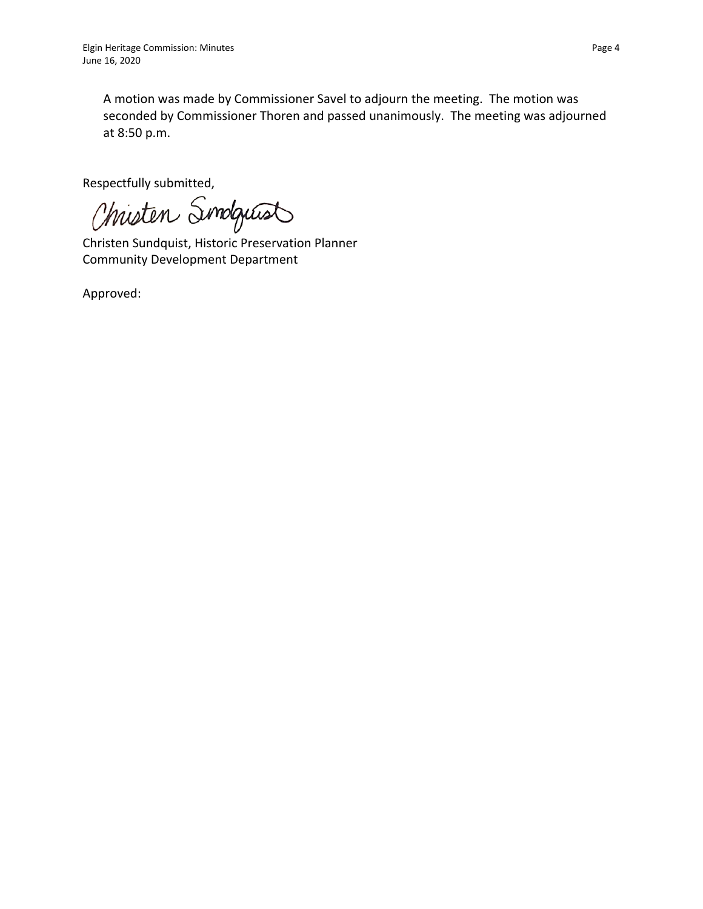A motion was made by Commissioner Savel to adjourn the meeting. The motion was seconded by Commissioner Thoren and passed unanimously. The meeting was adjourned at 8:50 p.m.

Respectfully submitted,

Christen Sundquist, Historic Preservation Planner
Community Development Department

Approved: